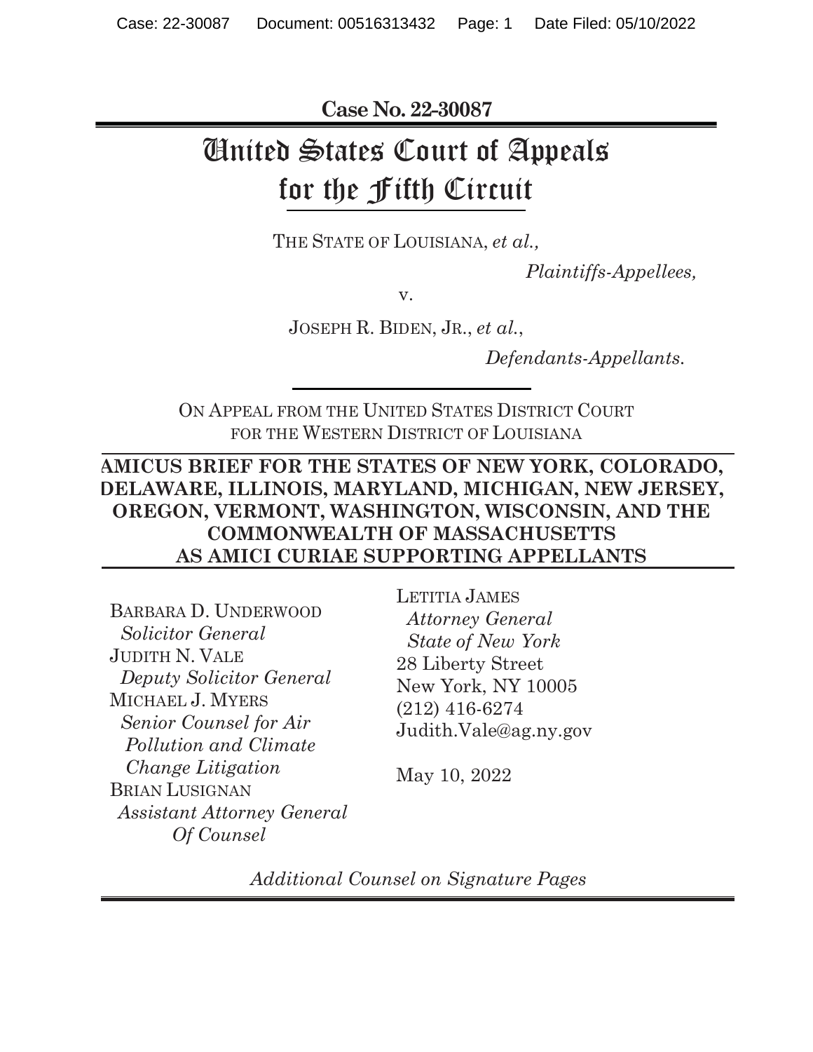**Case No. 22-30087**

# United States Court of Appeals for the Fifth Circuit

THE STATE OF LOUISIANA, *et al.*,

*Plaintiffs-Appellees,*

v.

JOSEPH R. BIDEN, JR., *et al.*,

*Defendants-Appellants.*

ON APPEAL FROM THE UNITED STATES DISTRICT COURT FOR THE WESTERN DISTRICT OF LOUISIANA

**AMICUS BRIEF FOR THE STATES OF NEW YORK, COLORADO, DELAWARE, ILLINOIS, MARYLAND, MICHIGAN, NEW JERSEY, OREGON, VERMONT, WASHINGTON, WISCONSIN, AND THE COMMONWEALTH OF MASSACHUSETTS AS AMICI CURIAE SUPPORTING APPELLANTS**

BARBARA D. UNDERWOOD
*Solicitor General*
JUDITH N. VALE
*Deputy Solicitor General*
MICHAEL J. MYERS
*Senior Counsel for Air Pollution and Climate Change Litigation*
BRIAN LUSIGNAN
*Assistant Attorney General*
*Of Counsel*

LETITIA JAMES
*Attorney General*
*State of New York*
28 Liberty Street
New York, NY 10005
(212) 416-6274
Judith.Vale@ag.ny.gov

May 10, 2022

*Additional Counsel on Signature Pages*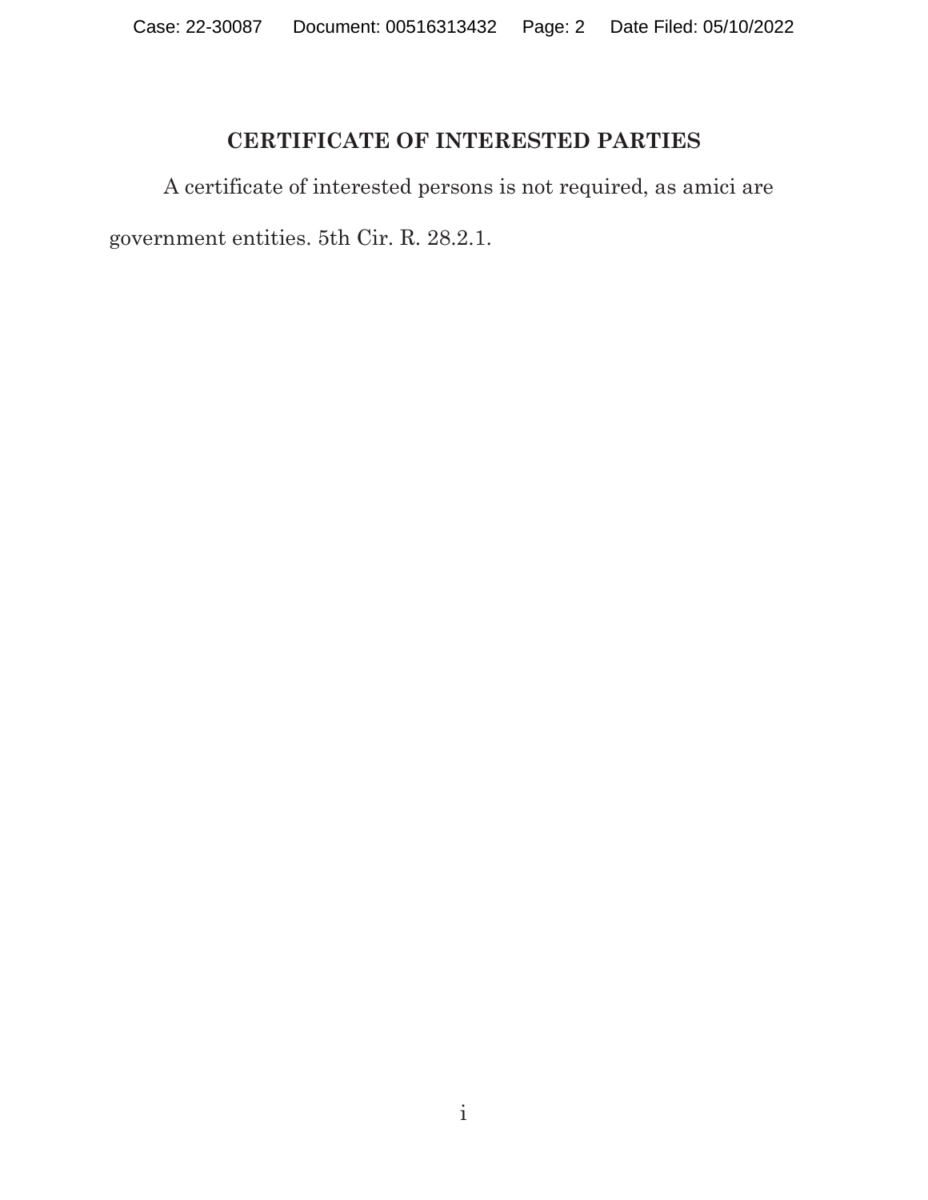## CERTIFICATE OF INTERESTED PARTIES

A certificate of interested persons is not required, as amici are government entities. 5th Cir. R. 28.2.1.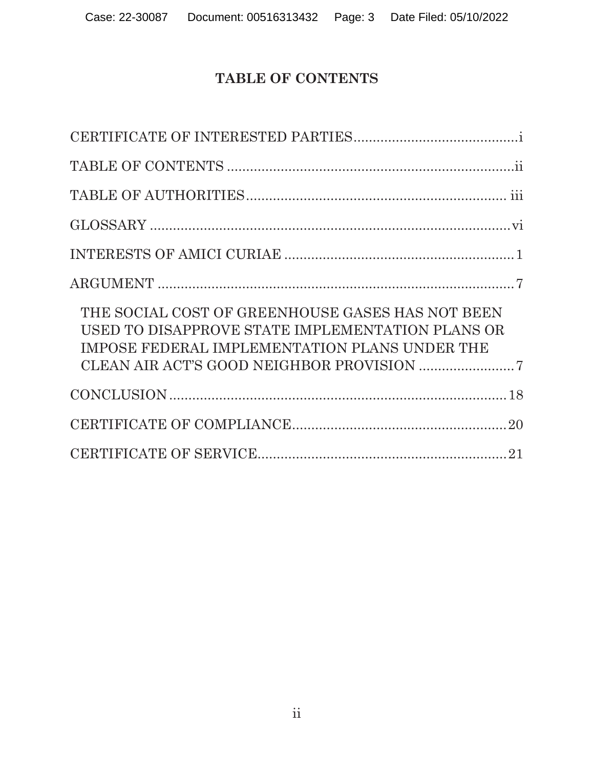# TABLE OF CONTENTS

CERTIFICATE OF INTERESTED PARTIES .......................................... i

TABLE OF CONTENTS .......................................................................... ii

TABLE OF AUTHORITIES ................................................................... iii

GLOSSARY ............................................................................................. vi

INTERESTS OF AMICI CURIAE ............................................................ 1

ARGUMENT ............................................................................................. 7

THE SOCIAL COST OF GREENHOUSE GASES HAS NOT BEEN USED TO DISAPPROVE STATE IMPLEMENTATION PLANS OR IMPOSE FEDERAL IMPLEMENTATION PLANS UNDER THE CLEAN AIR ACT'S GOOD NEIGHBOR PROVISION ......................... 7

CONCLUSION ....................................................................................... 18

CERTIFICATE OF COMPLIANCE ........................................................ 20

CERTIFICATE OF SERVICE ................................................................. 21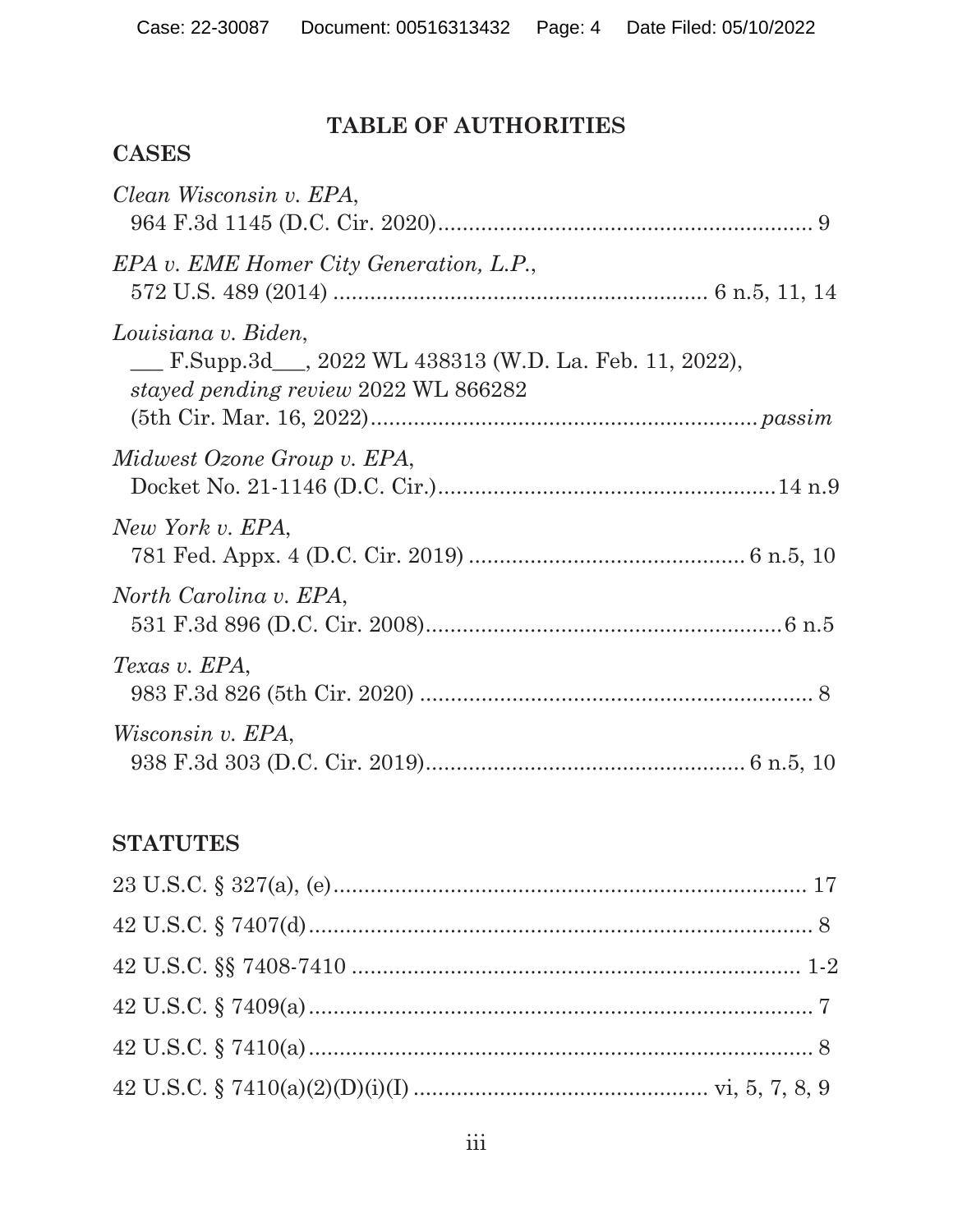## TABLE OF AUTHORITIES

### CASES

*Clean Wisconsin v. EPA*,
964 F.3d 1145 (D.C. Cir. 2020)............................................................ 9

*EPA v. EME Homer City Generation, L.P.*,
572 U.S. 489 (2014) ........................................................... 6 n.5, 11, 14

*Louisiana v. Biden*,
___ F.Supp.3d___, 2022 WL 438313 (W.D. La. Feb. 11, 2022),
*stayed pending review* 2022 WL 866282
(5th Cir. Mar. 16, 2022)............................................................. *passim*

*Midwest Ozone Group v. EPA*,
Docket No. 21-1146 (D.C. Cir.).....................................................14 n.9

*New York v. EPA*,
781 Fed. Appx. 4 (D.C. Cir. 2019) ............................................ 6 n.5, 10

*North Carolina v. EPA*,
531 F.3d 896 (D.C. Cir. 2008)........................................................6 n.5

*Texas v. EPA*,
983 F.3d 826 (5th Cir. 2020) ............................................................... 8

*Wisconsin v. EPA*,
938 F.3d 303 (D.C. Cir. 2019).................................................. 6 n.5, 10

### STATUTES

23 U.S.C. § 327(a), (e)............................................................................ 17

42 U.S.C. § 7407(d).................................................................................. 8

42 U.S.C. §§ 7408-7410 ........................................................................ 1-2

42 U.S.C. § 7409(a).................................................................................. 7

42 U.S.C. § 7410(a).................................................................................. 8

42 U.S.C. § 7410(a)(2)(D)(i)(I) ............................................... vi, 5, 7, 8, 9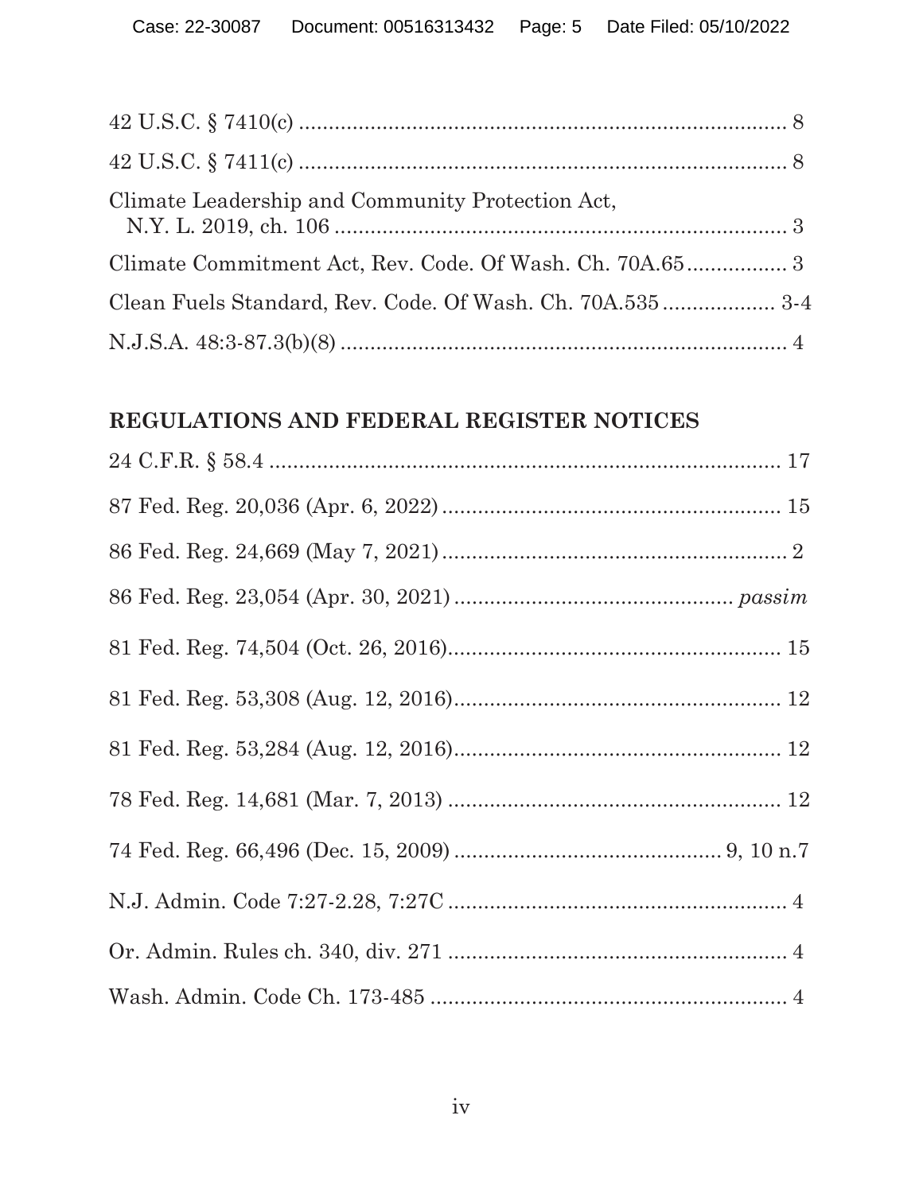42 U.S.C. § 7410(c) .................................................................................. 8

42 U.S.C. § 7411(c) .................................................................................. 8

Climate Leadership and Community Protection Act,
  N.Y. L. 2019, ch. 106 ............................................................................ 3

Climate Commitment Act, Rev. Code. Of Wash. Ch. 70A.65................. 3

Clean Fuels Standard, Rev. Code. Of Wash. Ch. 70A.535 .................. 3-4

N.J.S.A. 48:3-87.3(b)(8) .......................................................................... 4

## REGULATIONS AND FEDERAL REGISTER NOTICES

24 C.F.R. § 58.4 ...................................................................................... 17

87 Fed. Reg. 20,036 (Apr. 6, 2022) ......................................................... 15

86 Fed. Reg. 24,669 (May 7, 2021) .......................................................... 2

86 Fed. Reg. 23,054 (Apr. 30, 2021) .............................................. *passim*

81 Fed. Reg. 74,504 (Oct. 26, 2016)........................................................ 15

81 Fed. Reg. 53,308 (Aug. 12, 2016)....................................................... 12

81 Fed. Reg. 53,284 (Aug. 12, 2016)....................................................... 12

78 Fed. Reg. 14,681 (Mar. 7, 2013) ........................................................ 12

74 Fed. Reg. 66,496 (Dec. 15, 2009) ............................................ 9, 10 n.7

N.J. Admin. Code 7:27-2.28, 7:27C ......................................................... 4

Or. Admin. Rules ch. 340, div. 271 ......................................................... 4

Wash. Admin. Code Ch. 173-485 ............................................................ 4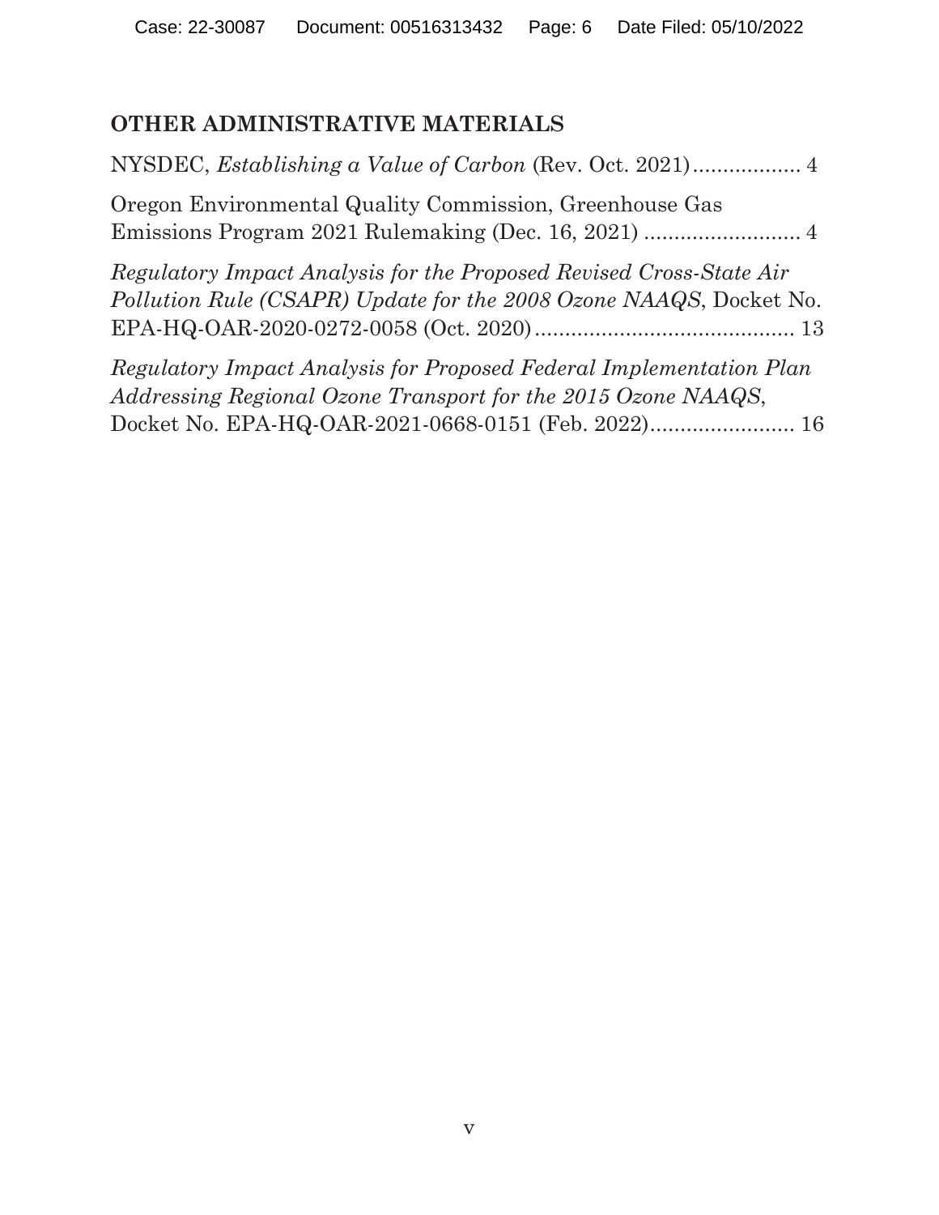## OTHER ADMINISTRATIVE MATERIALS

NYSDEC, *Establishing a Value of Carbon* (Rev. Oct. 2021).................. 4

Oregon Environmental Quality Commission, Greenhouse Gas Emissions Program 2021 Rulemaking (Dec. 16, 2021) .......................... 4

*Regulatory Impact Analysis for the Proposed Revised Cross-State Air Pollution Rule (CSAPR) Update for the 2008 Ozone NAAQS*, Docket No. EPA-HQ-OAR-2020-0272-0058 (Oct. 2020)........................................... 13

*Regulatory Impact Analysis for Proposed Federal Implementation Plan Addressing Regional Ozone Transport for the 2015 Ozone NAAQS*, Docket No. EPA-HQ-OAR-2021-0668-0151 (Feb. 2022)........................ 16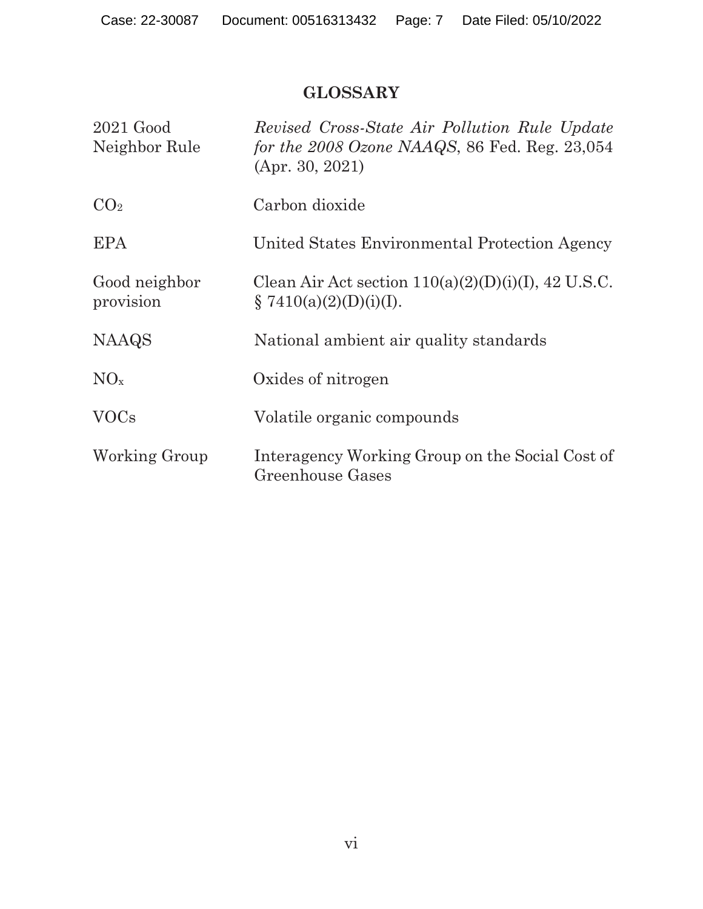## GLOSSARY

| | |
|---|---|
| 2021 Good Neighbor Rule | *Revised Cross-State Air Pollution Rule Update for the 2008 Ozone NAAQS*, 86 Fed. Reg. 23,054 (Apr. 30, 2021) |
| $CO_2$ | Carbon dioxide |
| EPA | United States Environmental Protection Agency |
| Good neighbor provision | Clean Air Act section 110(a)(2)(D)(i)(I), 42 U.S.C. § 7410(a)(2)(D)(i)(I). |
| NAAQS | National ambient air quality standards |
| $NO_x$ | Oxides of nitrogen |
| VOCs | Volatile organic compounds |
| Working Group | Interagency Working Group on the Social Cost of Greenhouse Gases |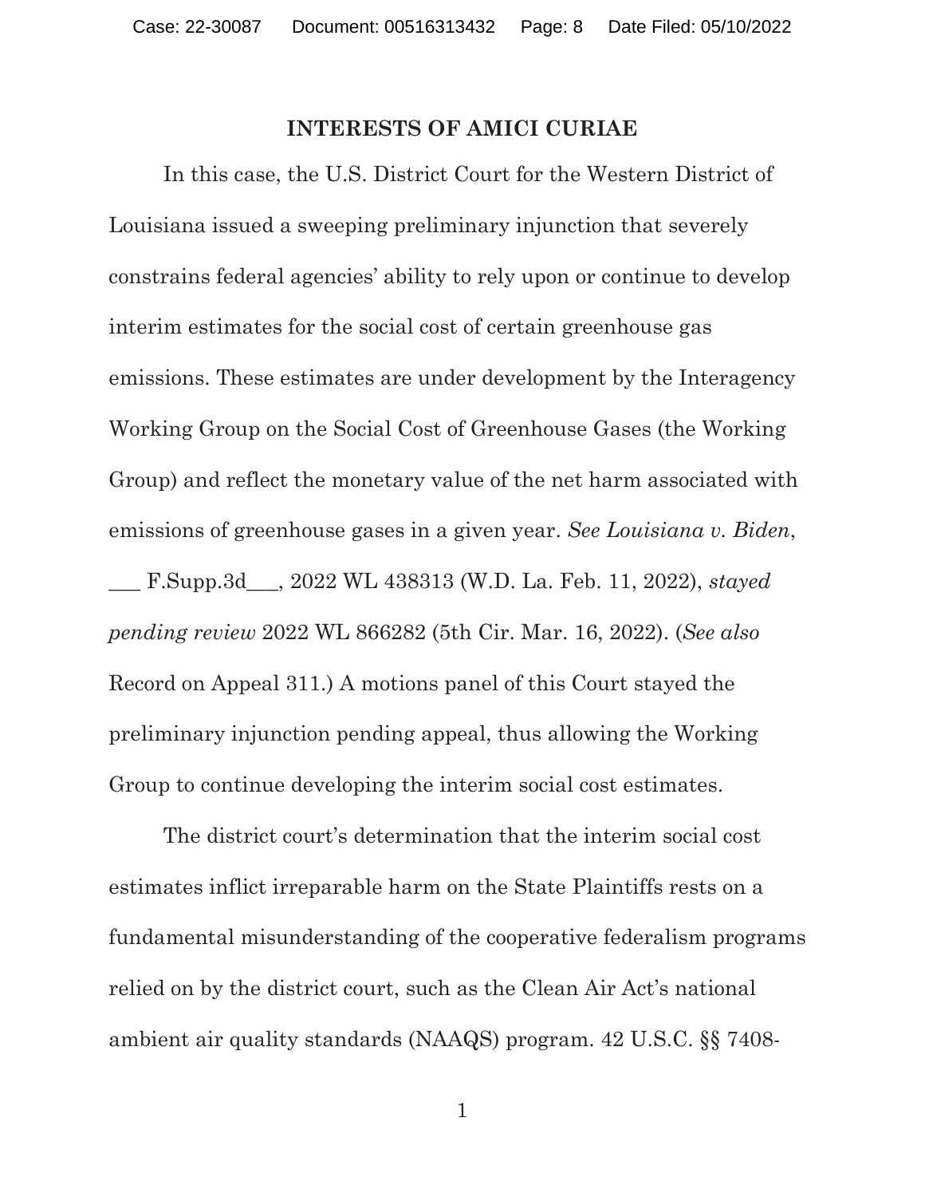## INTERESTS OF AMICI CURIAE

In this case, the U.S. District Court for the Western District of Louisiana issued a sweeping preliminary injunction that severely constrains federal agencies' ability to rely upon or continue to develop interim estimates for the social cost of certain greenhouse gas emissions. These estimates are under development by the Interagency Working Group on the Social Cost of Greenhouse Gases (the Working Group) and reflect the monetary value of the net harm associated with emissions of greenhouse gases in a given year. *See Louisiana v. Biden*, ___ F.Supp.3d___, 2022 WL 438313 (W.D. La. Feb. 11, 2022), *stayed pending review* 2022 WL 866282 (5th Cir. Mar. 16, 2022). (*See also* Record on Appeal 311.) A motions panel of this Court stayed the preliminary injunction pending appeal, thus allowing the Working Group to continue developing the interim social cost estimates.

The district court's determination that the interim social cost estimates inflict irreparable harm on the State Plaintiffs rests on a fundamental misunderstanding of the cooperative federalism programs relied on by the district court, such as the Clean Air Act's national ambient air quality standards (NAAQS) program. 42 U.S.C. §§ 7408-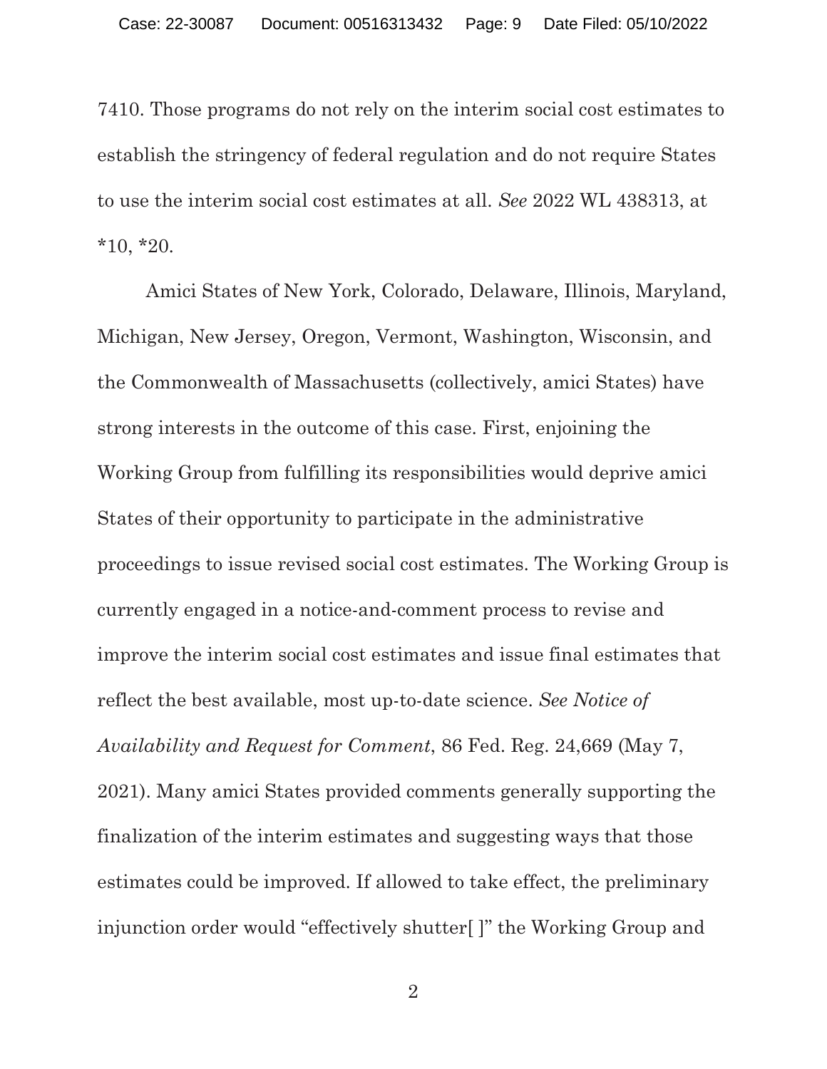7410. Those programs do not rely on the interim social cost estimates to establish the stringency of federal regulation and do not require States to use the interim social cost estimates at all. *See* 2022 WL 438313, at *10, *20.

Amici States of New York, Colorado, Delaware, Illinois, Maryland, Michigan, New Jersey, Oregon, Vermont, Washington, Wisconsin, and the Commonwealth of Massachusetts (collectively, amici States) have strong interests in the outcome of this case. First, enjoining the Working Group from fulfilling its responsibilities would deprive amici States of their opportunity to participate in the administrative proceedings to issue revised social cost estimates. The Working Group is currently engaged in a notice-and-comment process to revise and improve the interim social cost estimates and issue final estimates that reflect the best available, most up-to-date science. *See Notice of Availability and Request for Comment*, 86 Fed. Reg. 24,669 (May 7, 2021). Many amici States provided comments generally supporting the finalization of the interim estimates and suggesting ways that those estimates could be improved. If allowed to take effect, the preliminary injunction order would "effectively shutter[ ]" the Working Group and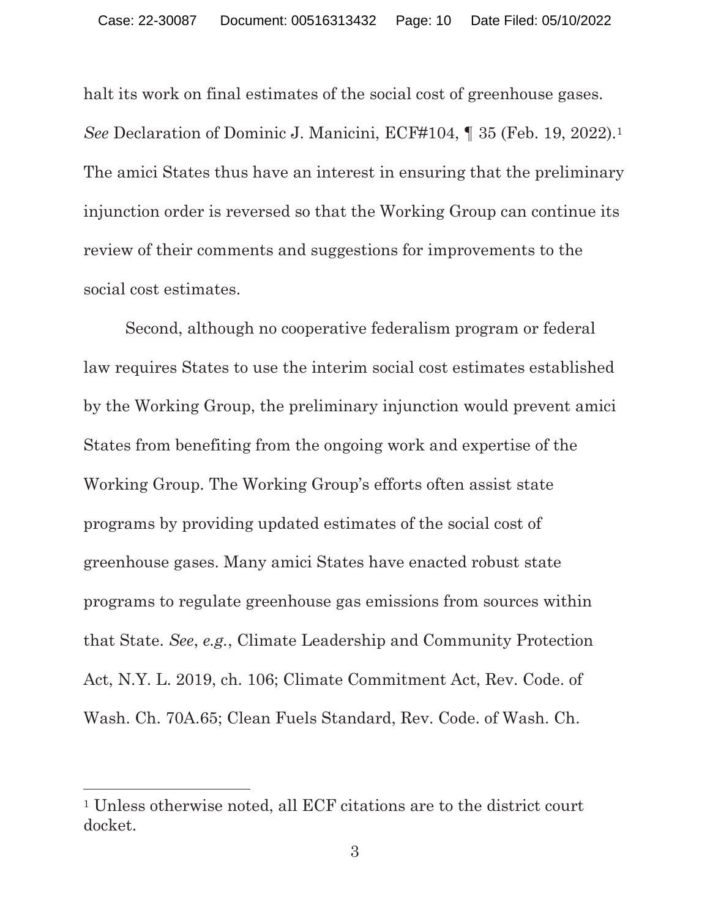halt its work on final estimates of the social cost of greenhouse gases. *See* Declaration of Dominic J. Manicini, ECF#104, ¶ 35 (Feb. 19, 2022).[1] The amici States thus have an interest in ensuring that the preliminary injunction order is reversed so that the Working Group can continue its review of their comments and suggestions for improvements to the social cost estimates.

Second, although no cooperative federalism program or federal law requires States to use the interim social cost estimates established by the Working Group, the preliminary injunction would prevent amici States from benefiting from the ongoing work and expertise of the Working Group. The Working Group's efforts often assist state programs by providing updated estimates of the social cost of greenhouse gases. Many amici States have enacted robust state programs to regulate greenhouse gas emissions from sources within that State. *See*, *e.g.*, Climate Leadership and Community Protection Act, N.Y. L. 2019, ch. 106; Climate Commitment Act, Rev. Code. of Wash. Ch. 70A.65; Clean Fuels Standard, Rev. Code. of Wash. Ch.

---

[1] Unless otherwise noted, all ECF citations are to the district court docket.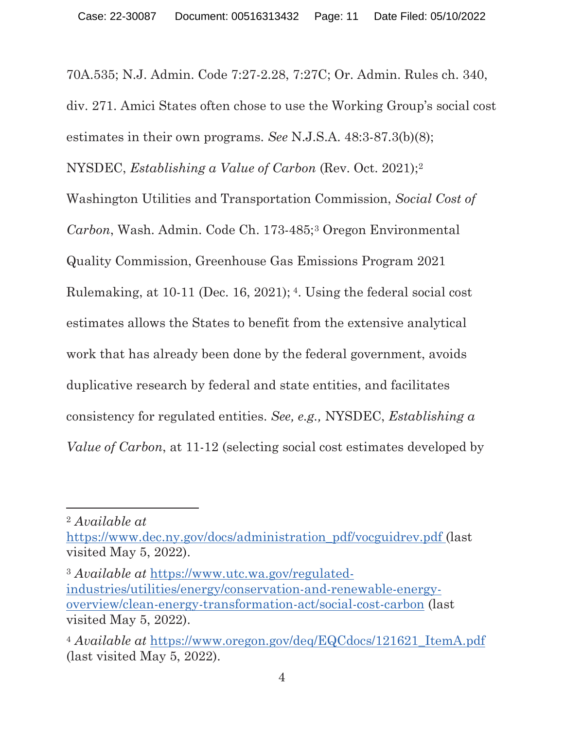70A.535; N.J. Admin. Code 7:27-2.28, 7:27C; Or. Admin. Rules ch. 340, div. 271. Amici States often chose to use the Working Group's social cost estimates in their own programs. *See* N.J.S.A. 48:3-87.3(b)(8); NYSDEC, *Establishing a Value of Carbon* (Rev. Oct. 2021);[2] Washington Utilities and Transportation Commission, *Social Cost of Carbon*, Wash. Admin. Code Ch. 173-485;[3] Oregon Environmental Quality Commission, Greenhouse Gas Emissions Program 2021 Rulemaking, at 10-11 (Dec. 16, 2021); [4]. Using the federal social cost estimates allows the States to benefit from the extensive analytical work that has already been done by the federal government, avoids duplicative research by federal and state entities, and facilitates consistency for regulated entities. *See, e.g.,* NYSDEC, *Establishing a Value of Carbon*, at 11-12 (selecting social cost estimates developed by

---

[2] *Available at* https://www.dec.ny.gov/docs/administration_pdf/vocguidrev.pdf (last visited May 5, 2022).

[3] *Available at* https://www.utc.wa.gov/regulated-industries/utilities/energy/conservation-and-renewable-energy-overview/clean-energy-transformation-act/social-cost-carbon (last visited May 5, 2022).

[4] *Available at* https://www.oregon.gov/deq/EQCdocs/121621_ItemA.pdf (last visited May 5, 2022).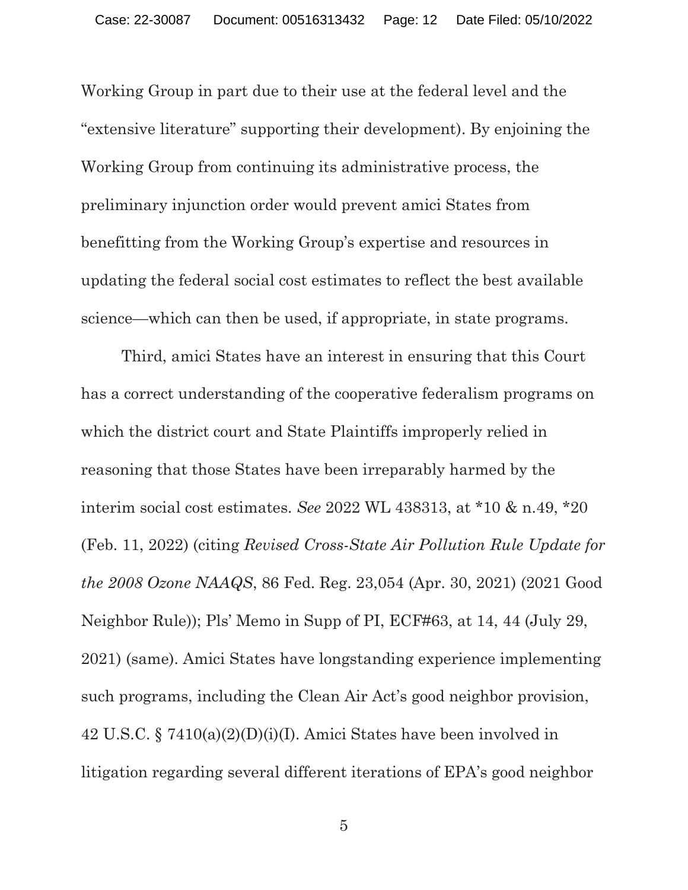Working Group in part due to their use at the federal level and the "extensive literature" supporting their development). By enjoining the Working Group from continuing its administrative process, the preliminary injunction order would prevent amici States from benefitting from the Working Group's expertise and resources in updating the federal social cost estimates to reflect the best available science—which can then be used, if appropriate, in state programs.

Third, amici States have an interest in ensuring that this Court has a correct understanding of the cooperative federalism programs on which the district court and State Plaintiffs improperly relied in reasoning that those States have been irreparably harmed by the interim social cost estimates. *See* 2022 WL 438313, at *10 & n.49, *20 (Feb. 11, 2022) (citing *Revised Cross-State Air Pollution Rule Update for the 2008 Ozone NAAQS*, 86 Fed. Reg. 23,054 (Apr. 30, 2021) (2021 Good Neighbor Rule)); Pls' Memo in Supp of PI, ECF#63, at 14, 44 (July 29, 2021) (same). Amici States have longstanding experience implementing such programs, including the Clean Air Act's good neighbor provision, 42 U.S.C. § 7410(a)(2)(D)(i)(I). Amici States have been involved in litigation regarding several different iterations of EPA's good neighbor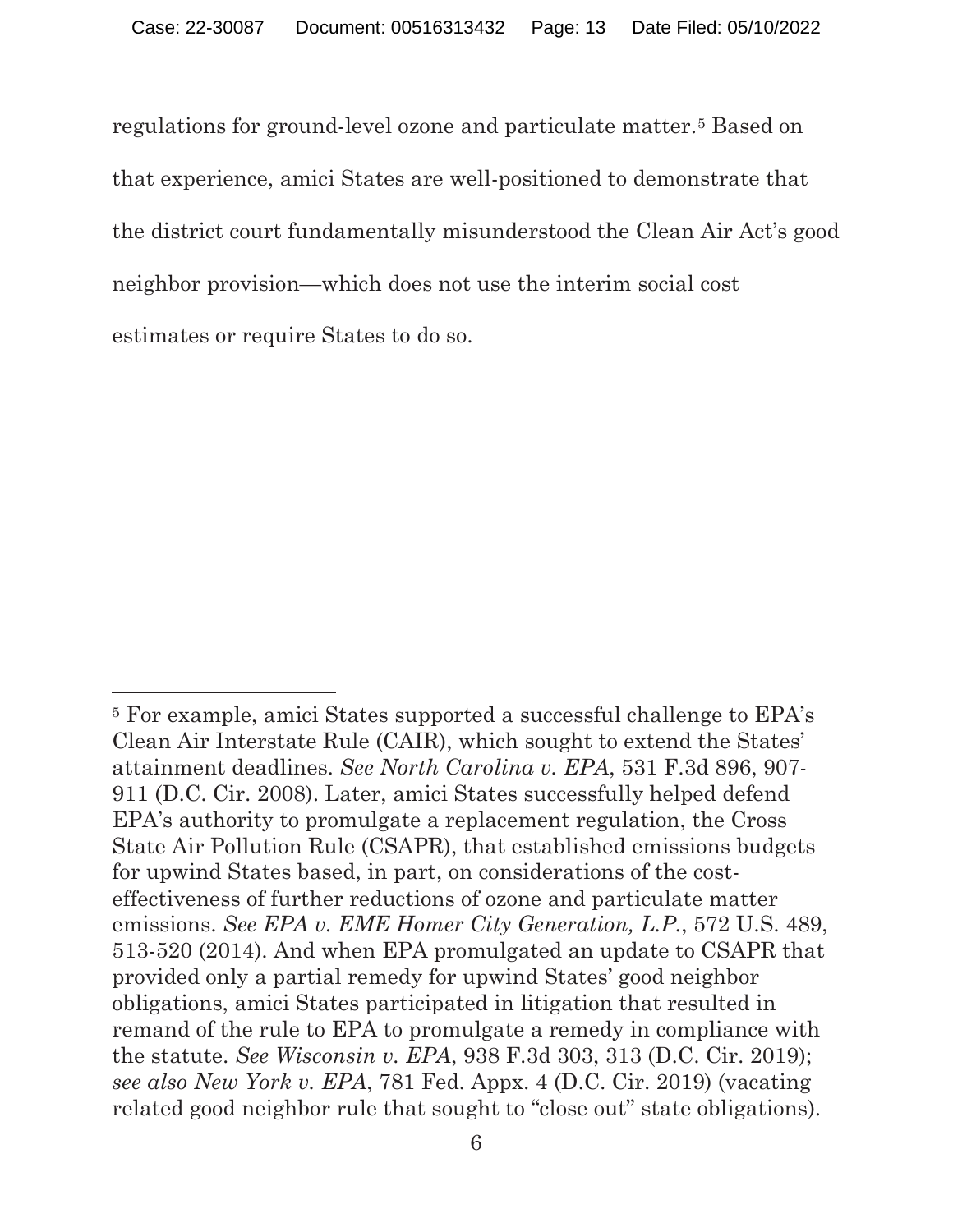regulations for ground-level ozone and particulate matter.[5] Based on that experience, amici States are well-positioned to demonstrate that the district court fundamentally misunderstood the Clean Air Act's good neighbor provision—which does not use the interim social cost estimates or require States to do so.

---

[5] For example, amici States supported a successful challenge to EPA's Clean Air Interstate Rule (CAIR), which sought to extend the States' attainment deadlines. *See North Carolina v. EPA*, 531 F.3d 896, 907-911 (D.C. Cir. 2008). Later, amici States successfully helped defend EPA's authority to promulgate a replacement regulation, the Cross State Air Pollution Rule (CSAPR), that established emissions budgets for upwind States based, in part, on considerations of the cost-effectiveness of further reductions of ozone and particulate matter emissions. *See EPA v. EME Homer City Generation, L.P.*, 572 U.S. 489, 513-520 (2014). And when EPA promulgated an update to CSAPR that provided only a partial remedy for upwind States' good neighbor obligations, amici States participated in litigation that resulted in remand of the rule to EPA to promulgate a remedy in compliance with the statute. *See Wisconsin v. EPA*, 938 F.3d 303, 313 (D.C. Cir. 2019); *see also New York v. EPA*, 781 Fed. Appx. 4 (D.C. Cir. 2019) (vacating related good neighbor rule that sought to "close out" state obligations).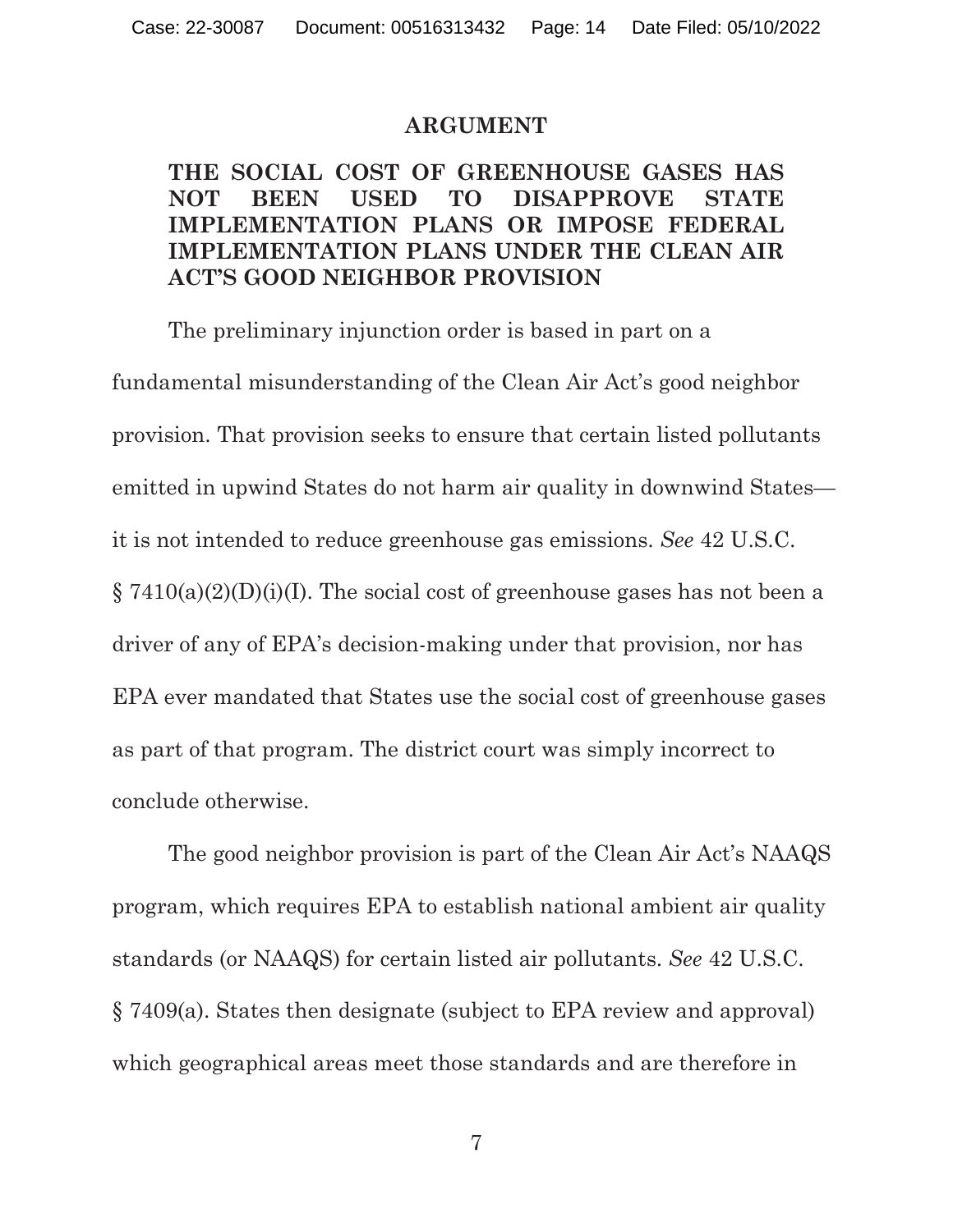# ARGUMENT

## THE SOCIAL COST OF GREENHOUSE GASES HAS NOT BEEN USED TO DISAPPROVE STATE IMPLEMENTATION PLANS OR IMPOSE FEDERAL IMPLEMENTATION PLANS UNDER THE CLEAN AIR ACT'S GOOD NEIGHBOR PROVISION

The preliminary injunction order is based in part on a fundamental misunderstanding of the Clean Air Act's good neighbor provision. That provision seeks to ensure that certain listed pollutants emitted in upwind States do not harm air quality in downwind States—it is not intended to reduce greenhouse gas emissions. *See* 42 U.S.C. § 7410(a)(2)(D)(i)(I). The social cost of greenhouse gases has not been a driver of any of EPA's decision-making under that provision, nor has EPA ever mandated that States use the social cost of greenhouse gases as part of that program. The district court was simply incorrect to conclude otherwise.

The good neighbor provision is part of the Clean Air Act's NAAQS program, which requires EPA to establish national ambient air quality standards (or NAAQS) for certain listed air pollutants. *See* 42 U.S.C. § 7409(a). States then designate (subject to EPA review and approval) which geographical areas meet those standards and are therefore in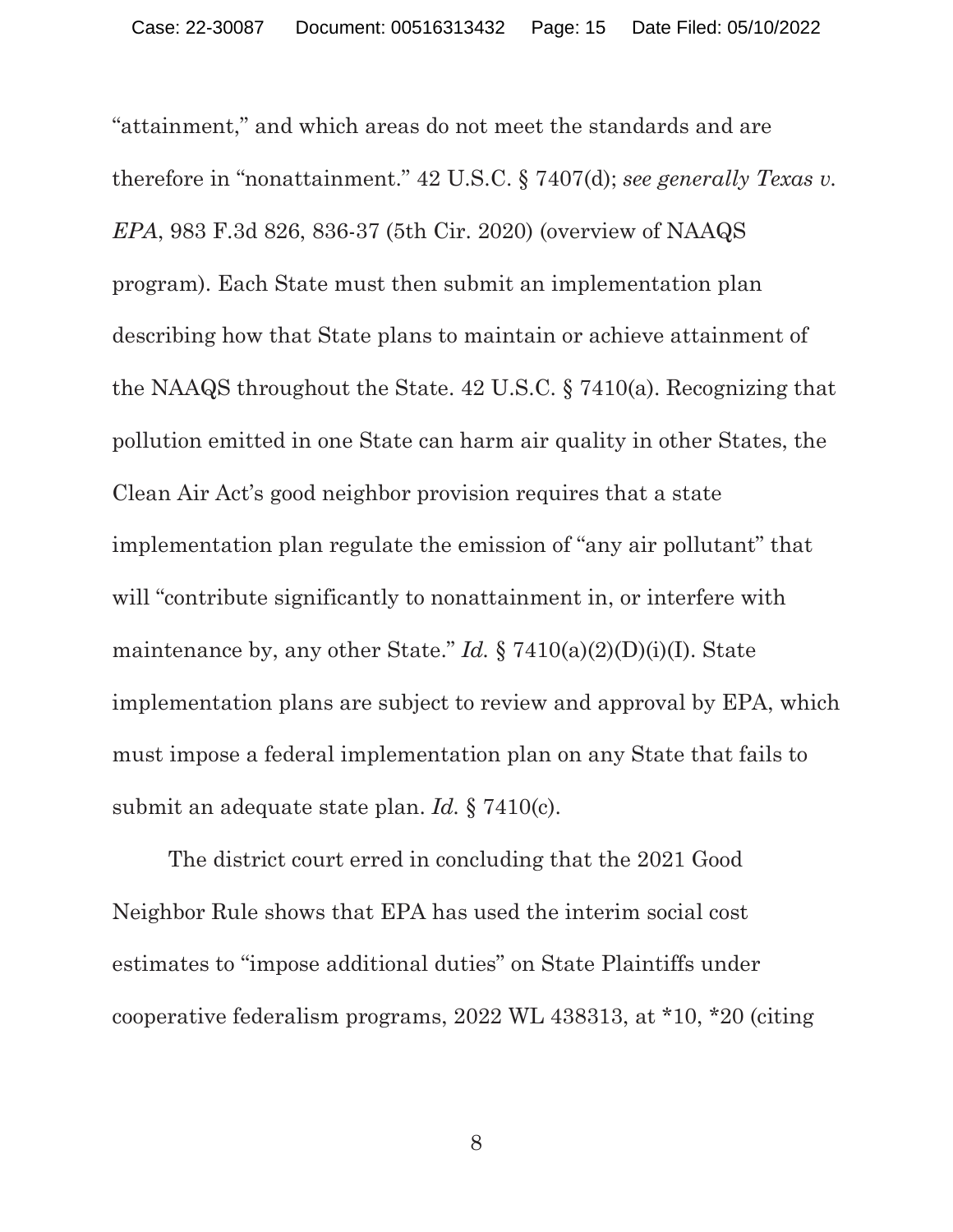"attainment," and which areas do not meet the standards and are therefore in "nonattainment." 42 U.S.C. § 7407(d); *see generally Texas v. EPA*, 983 F.3d 826, 836-37 (5th Cir. 2020) (overview of NAAQS program). Each State must then submit an implementation plan describing how that State plans to maintain or achieve attainment of the NAAQS throughout the State. 42 U.S.C. § 7410(a). Recognizing that pollution emitted in one State can harm air quality in other States, the Clean Air Act's good neighbor provision requires that a state implementation plan regulate the emission of "any air pollutant" that will "contribute significantly to nonattainment in, or interfere with maintenance by, any other State." *Id.* § 7410(a)(2)(D)(i)(I). State implementation plans are subject to review and approval by EPA, which must impose a federal implementation plan on any State that fails to submit an adequate state plan. *Id.* § 7410(c).

The district court erred in concluding that the 2021 Good Neighbor Rule shows that EPA has used the interim social cost estimates to "impose additional duties" on State Plaintiffs under cooperative federalism programs, 2022 WL 438313, at *10, *20 (citing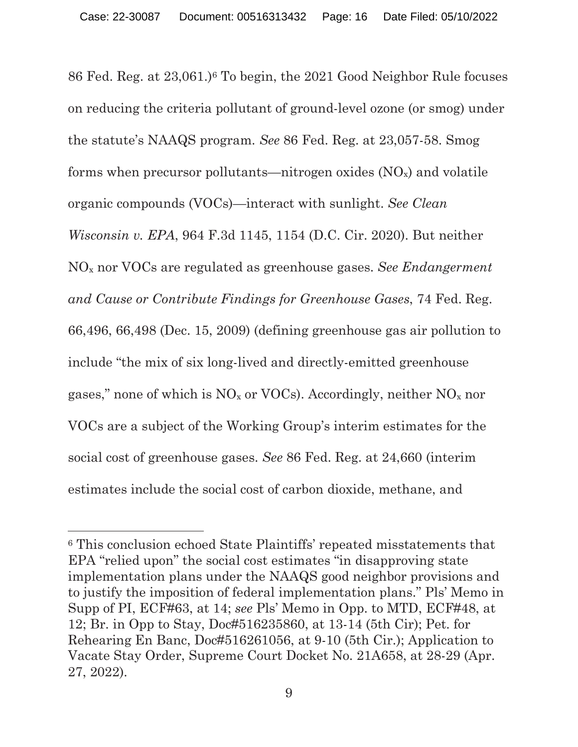86 Fed. Reg. at 23,061.)[6] To begin, the 2021 Good Neighbor Rule focuses on reducing the criteria pollutant of ground-level ozone (or smog) under the statute's NAAQS program. *See* 86 Fed. Reg. at 23,057-58. Smog forms when precursor pollutants—nitrogen oxides ($NO_x$) and volatile organic compounds (VOCs)—interact with sunlight. *See Clean Wisconsin v. EPA*, 964 F.3d 1145, 1154 (D.C. Cir. 2020). But neither $NO_x$ nor VOCs are regulated as greenhouse gases. *See Endangerment and Cause or Contribute Findings for Greenhouse Gases*, 74 Fed. Reg. 66,496, 66,498 (Dec. 15, 2009) (defining greenhouse gas air pollution to include "the mix of six long-lived and directly-emitted greenhouse gases," none of which is $NO_x$ or VOCs). Accordingly, neither $NO_x$ nor VOCs are a subject of the Working Group's interim estimates for the social cost of greenhouse gases. *See* 86 Fed. Reg. at 24,660 (interim estimates include the social cost of carbon dioxide, methane, and

---

[6] This conclusion echoed State Plaintiffs' repeated misstatements that EPA "relied upon" the social cost estimates "in disapproving state implementation plans under the NAAQS good neighbor provisions and to justify the imposition of federal implementation plans." Pls' Memo in Supp of PI, ECF#63, at 14; *see* Pls' Memo in Opp. to MTD, ECF#48, at 12; Br. in Opp to Stay, Doc#516235860, at 13-14 (5th Cir); Pet. for Rehearing En Banc, Doc#516261056, at 9-10 (5th Cir.); Application to Vacate Stay Order, Supreme Court Docket No. 21A658, at 28-29 (Apr. 27, 2022).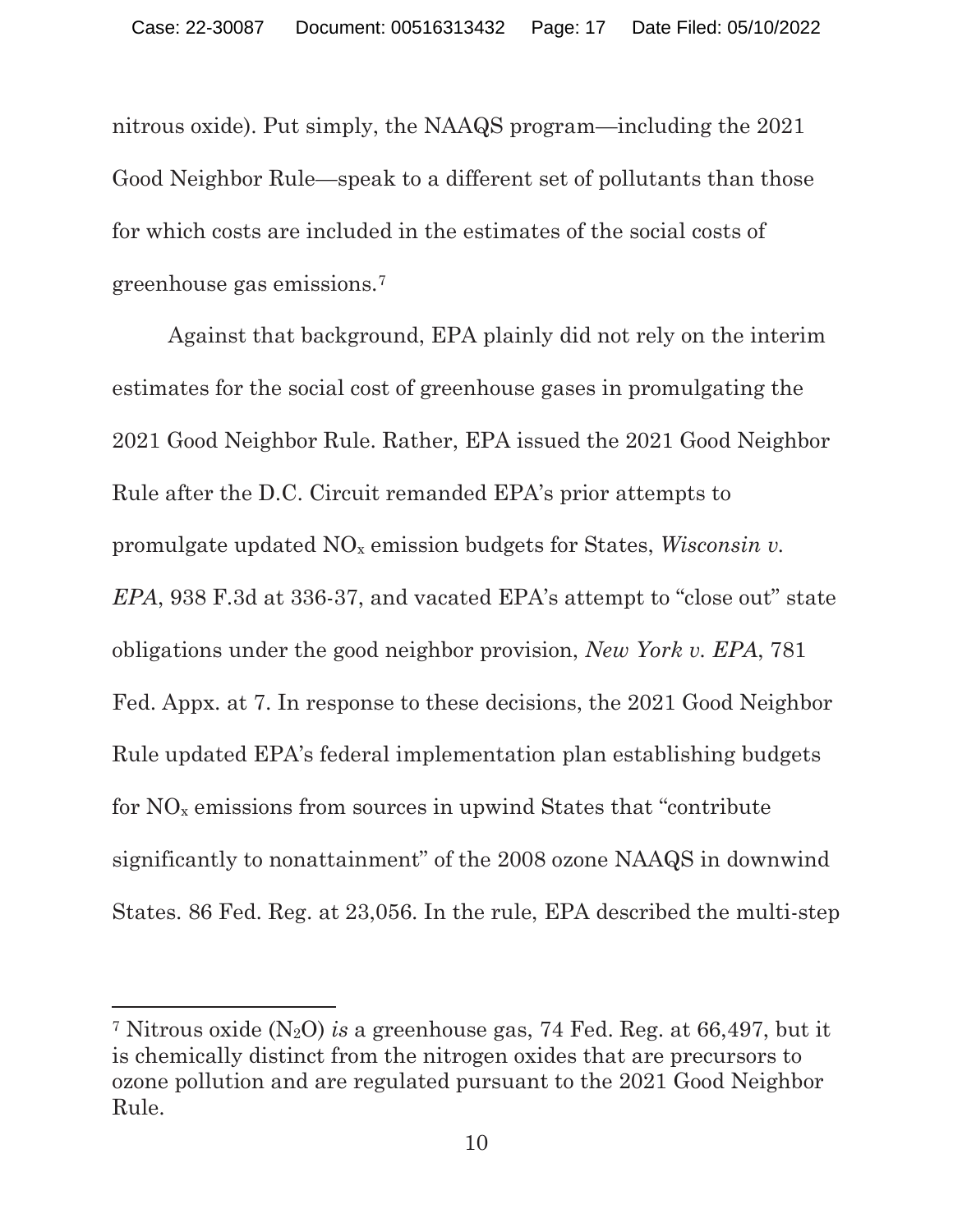nitrous oxide). Put simply, the NAAQS program—including the 2021 Good Neighbor Rule—speak to a different set of pollutants than those for which costs are included in the estimates of the social costs of greenhouse gas emissions.[7]

Against that background, EPA plainly did not rely on the interim estimates for the social cost of greenhouse gases in promulgating the 2021 Good Neighbor Rule. Rather, EPA issued the 2021 Good Neighbor Rule after the D.C. Circuit remanded EPA's prior attempts to promulgate updated $NO_x$ emission budgets for States, *Wisconsin v. EPA*, 938 F.3d at 336-37, and vacated EPA's attempt to "close out" state obligations under the good neighbor provision, *New York v. EPA*, 781 Fed. Appx. at 7. In response to these decisions, the 2021 Good Neighbor Rule updated EPA's federal implementation plan establishing budgets for $NO_x$ emissions from sources in upwind States that "contribute significantly to nonattainment" of the 2008 ozone NAAQS in downwind States. 86 Fed. Reg. at 23,056. In the rule, EPA described the multi-step

---

[7] Nitrous oxide ($N_2O$) *is* a greenhouse gas, 74 Fed. Reg. at 66,497, but it is chemically distinct from the nitrogen oxides that are precursors to ozone pollution and are regulated pursuant to the 2021 Good Neighbor Rule.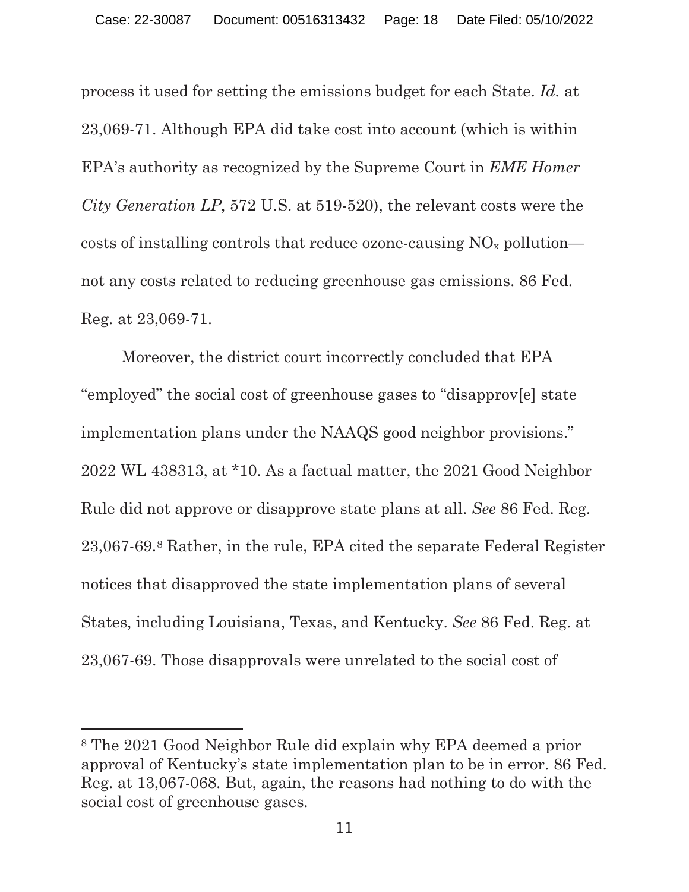process it used for setting the emissions budget for each State. *Id.* at 23,069-71. Although EPA did take cost into account (which is within EPA's authority as recognized by the Supreme Court in *EME Homer City Generation LP*, 572 U.S. at 519-520), the relevant costs were the costs of installing controls that reduce ozone-causing $NO_x$ pollution—not any costs related to reducing greenhouse gas emissions. 86 Fed. Reg. at 23,069-71.

Moreover, the district court incorrectly concluded that EPA "employed" the social cost of greenhouse gases to "disapprov[e] state implementation plans under the NAAQS good neighbor provisions." 2022 WL 438313, at *10. As a factual matter, the 2021 Good Neighbor Rule did not approve or disapprove state plans at all. *See* 86 Fed. Reg. 23,067-69.[8] Rather, in the rule, EPA cited the separate Federal Register notices that disapproved the state implementation plans of several States, including Louisiana, Texas, and Kentucky. *See* 86 Fed. Reg. at 23,067-69. Those disapprovals were unrelated to the social cost of

---

[8] The 2021 Good Neighbor Rule did explain why EPA deemed a prior approval of Kentucky's state implementation plan to be in error. 86 Fed. Reg. at 13,067-068. But, again, the reasons had nothing to do with the social cost of greenhouse gases.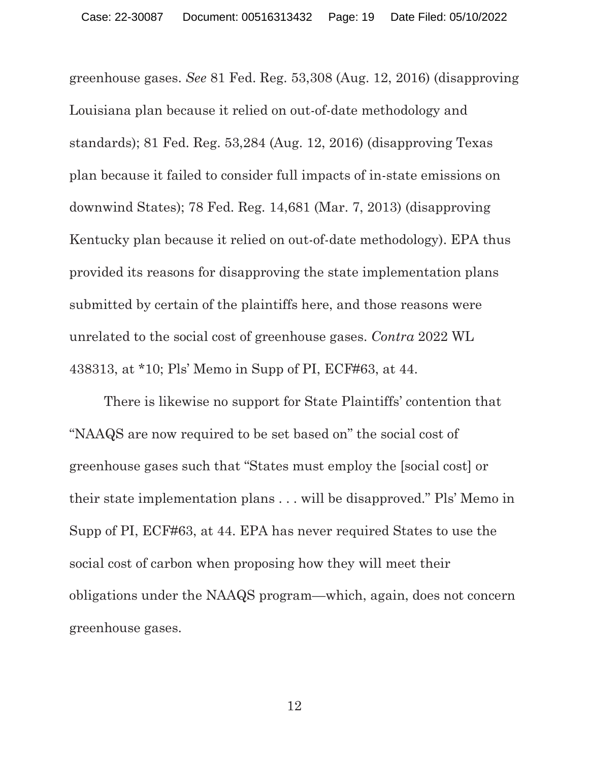greenhouse gases. *See* 81 Fed. Reg. 53,308 (Aug. 12, 2016) (disapproving Louisiana plan because it relied on out-of-date methodology and standards); 81 Fed. Reg. 53,284 (Aug. 12, 2016) (disapproving Texas plan because it failed to consider full impacts of in-state emissions on downwind States); 78 Fed. Reg. 14,681 (Mar. 7, 2013) (disapproving Kentucky plan because it relied on out-of-date methodology). EPA thus provided its reasons for disapproving the state implementation plans submitted by certain of the plaintiffs here, and those reasons were unrelated to the social cost of greenhouse gases. *Contra* 2022 WL 438313, at *10; Pls' Memo in Supp of PI, ECF#63, at 44.

There is likewise no support for State Plaintiffs' contention that "NAAQS are now required to be set based on" the social cost of greenhouse gases such that "States must employ the [social cost] or their state implementation plans . . . will be disapproved." Pls' Memo in Supp of PI, ECF#63, at 44. EPA has never required States to use the social cost of carbon when proposing how they will meet their obligations under the NAAQS program—which, again, does not concern greenhouse gases.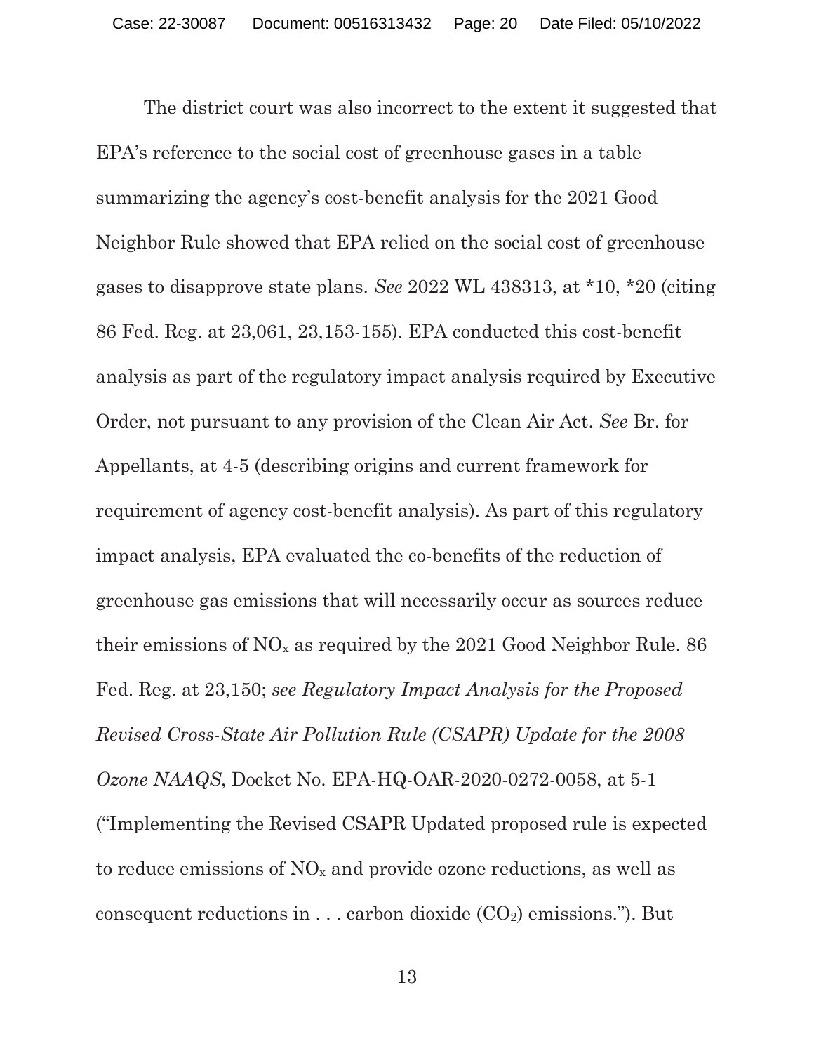The district court was also incorrect to the extent it suggested that EPA's reference to the social cost of greenhouse gases in a table summarizing the agency's cost-benefit analysis for the 2021 Good Neighbor Rule showed that EPA relied on the social cost of greenhouse gases to disapprove state plans. *See* 2022 WL 438313, at *10, *20 (citing 86 Fed. Reg. at 23,061, 23,153-155). EPA conducted this cost-benefit analysis as part of the regulatory impact analysis required by Executive Order, not pursuant to any provision of the Clean Air Act. *See* Br. for Appellants, at 4-5 (describing origins and current framework for requirement of agency cost-benefit analysis). As part of this regulatory impact analysis, EPA evaluated the co-benefits of the reduction of greenhouse gas emissions that will necessarily occur as sources reduce their emissions of $NO_x$ as required by the 2021 Good Neighbor Rule. 86 Fed. Reg. at 23,150; *see Regulatory Impact Analysis for the Proposed Revised Cross-State Air Pollution Rule (CSAPR) Update for the 2008 Ozone NAAQS*, Docket No. EPA-HQ-OAR-2020-0272-0058, at 5-1 ("Implementing the Revised CSAPR Updated proposed rule is expected to reduce emissions of $NO_x$ and provide ozone reductions, as well as consequent reductions in . . . carbon dioxide ($CO_2$) emissions."). But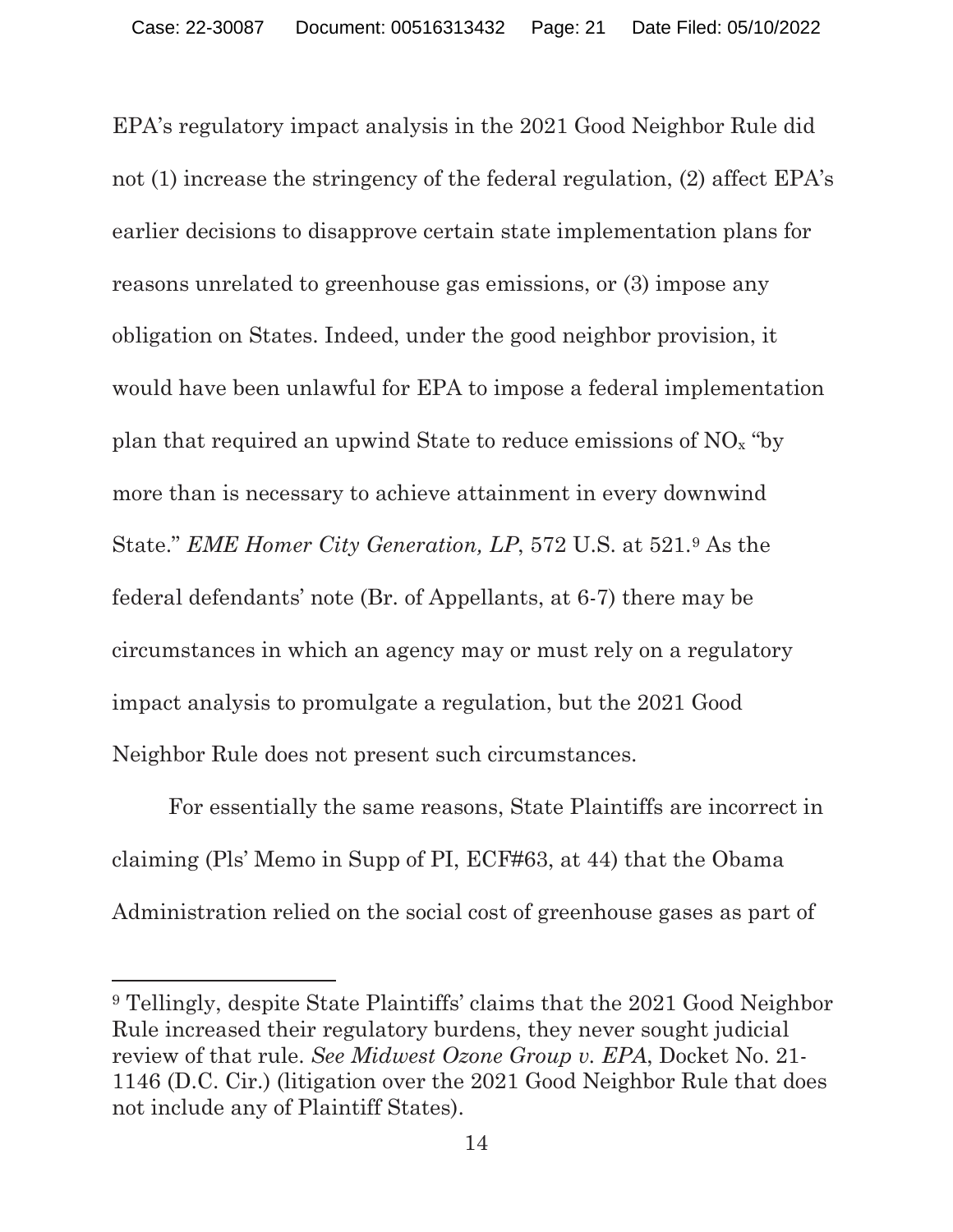EPA's regulatory impact analysis in the 2021 Good Neighbor Rule did not (1) increase the stringency of the federal regulation, (2) affect EPA's earlier decisions to disapprove certain state implementation plans for reasons unrelated to greenhouse gas emissions, or (3) impose any obligation on States. Indeed, under the good neighbor provision, it would have been unlawful for EPA to impose a federal implementation plan that required an upwind State to reduce emissions of $NO_x$ "by more than is necessary to achieve attainment in every downwind State." *EME Homer City Generation, LP*, 572 U.S. at 521.[9] As the federal defendants' note (Br. of Appellants, at 6-7) there may be circumstances in which an agency may or must rely on a regulatory impact analysis to promulgate a regulation, but the 2021 Good Neighbor Rule does not present such circumstances.

For essentially the same reasons, State Plaintiffs are incorrect in claiming (Pls' Memo in Supp of PI, ECF#63, at 44) that the Obama Administration relied on the social cost of greenhouse gases as part of

---

[9] Tellingly, despite State Plaintiffs' claims that the 2021 Good Neighbor Rule increased their regulatory burdens, they never sought judicial review of that rule. *See Midwest Ozone Group v. EPA*, Docket No. 21-1146 (D.C. Cir.) (litigation over the 2021 Good Neighbor Rule that does not include any of Plaintiff States).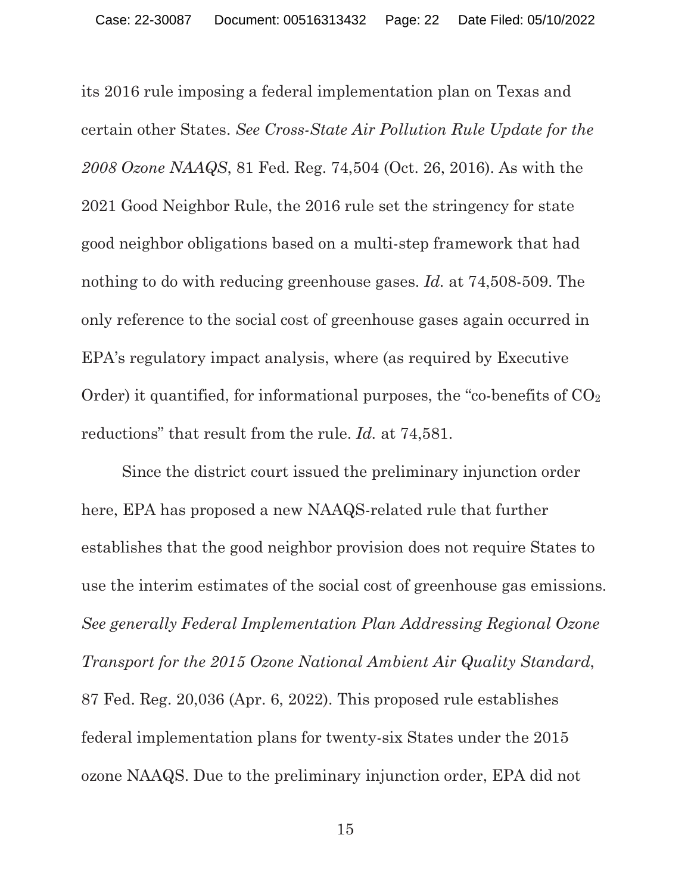its 2016 rule imposing a federal implementation plan on Texas and certain other States. *See Cross-State Air Pollution Rule Update for the 2008 Ozone NAAQS*, 81 Fed. Reg. 74,504 (Oct. 26, 2016). As with the 2021 Good Neighbor Rule, the 2016 rule set the stringency for state good neighbor obligations based on a multi-step framework that had nothing to do with reducing greenhouse gases. *Id.* at 74,508-509. The only reference to the social cost of greenhouse gases again occurred in EPA's regulatory impact analysis, where (as required by Executive Order) it quantified, for informational purposes, the "co-benefits of $CO_2$ reductions" that result from the rule. *Id.* at 74,581.

Since the district court issued the preliminary injunction order here, EPA has proposed a new NAAQS-related rule that further establishes that the good neighbor provision does not require States to use the interim estimates of the social cost of greenhouse gas emissions. *See generally Federal Implementation Plan Addressing Regional Ozone Transport for the 2015 Ozone National Ambient Air Quality Standard*, 87 Fed. Reg. 20,036 (Apr. 6, 2022). This proposed rule establishes federal implementation plans for twenty-six States under the 2015 ozone NAAQS. Due to the preliminary injunction order, EPA did not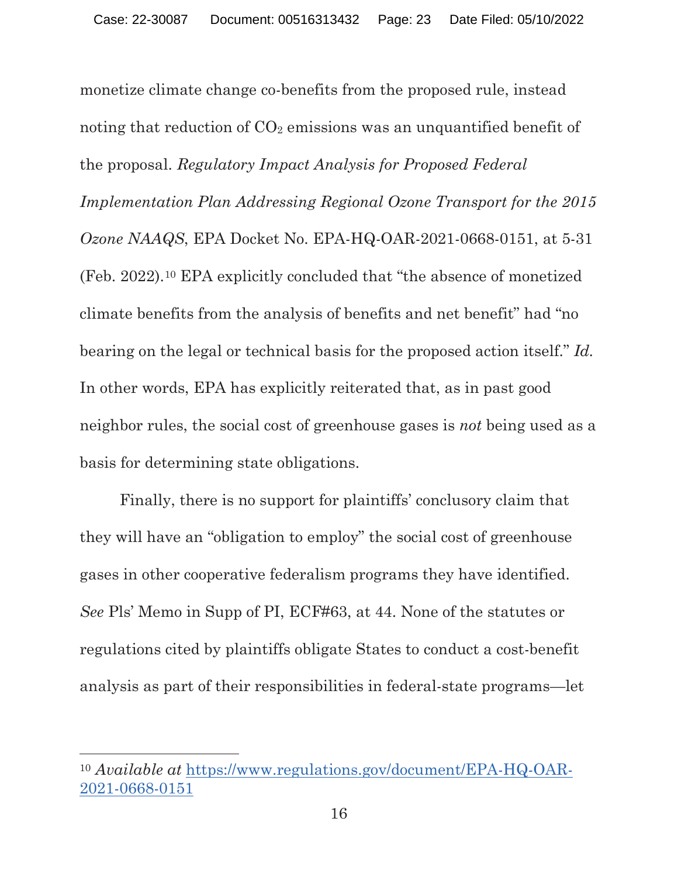monetize climate change co-benefits from the proposed rule, instead noting that reduction of $CO_2$ emissions was an unquantified benefit of the proposal. *Regulatory Impact Analysis for Proposed Federal Implementation Plan Addressing Regional Ozone Transport for the 2015 Ozone NAAQS*, EPA Docket No. EPA-HQ-OAR-2021-0668-0151, at 5-31 (Feb. 2022).[10] EPA explicitly concluded that "the absence of monetized climate benefits from the analysis of benefits and net benefit" had "no bearing on the legal or technical basis for the proposed action itself." *Id.* In other words, EPA has explicitly reiterated that, as in past good neighbor rules, the social cost of greenhouse gases is *not* being used as a basis for determining state obligations.

Finally, there is no support for plaintiffs' conclusory claim that they will have an "obligation to employ" the social cost of greenhouse gases in other cooperative federalism programs they have identified. *See* Pls' Memo in Supp of PI, ECF#63, at 44. None of the statutes or regulations cited by plaintiffs obligate States to conduct a cost-benefit analysis as part of their responsibilities in federal-state programs—let

---

[10] *Available at* https://www.regulations.gov/document/EPA-HQ-OAR-2021-0668-0151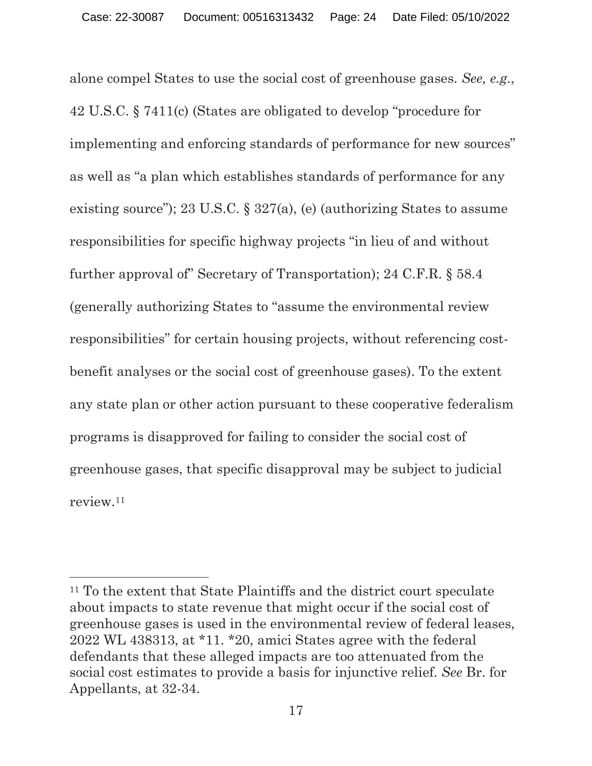alone compel States to use the social cost of greenhouse gases. *See, e.g.*, 42 U.S.C. § 7411(c) (States are obligated to develop "procedure for implementing and enforcing standards of performance for new sources" as well as "a plan which establishes standards of performance for any existing source"); 23 U.S.C. § 327(a), (e) (authorizing States to assume responsibilities for specific highway projects "in lieu of and without further approval of" Secretary of Transportation); 24 C.F.R. § 58.4 (generally authorizing States to "assume the environmental review responsibilities" for certain housing projects, without referencing cost-benefit analyses or the social cost of greenhouse gases). To the extent any state plan or other action pursuant to these cooperative federalism programs is disapproved for failing to consider the social cost of greenhouse gases, that specific disapproval may be subject to judicial review.[11]

---

[11] To the extent that State Plaintiffs and the district court speculate about impacts to state revenue that might occur if the social cost of greenhouse gases is used in the environmental review of federal leases, 2022 WL 438313, at *11. *20, amici States agree with the federal defendants that these alleged impacts are too attenuated from the social cost estimates to provide a basis for injunctive relief. *See* Br. for Appellants, at 32-34.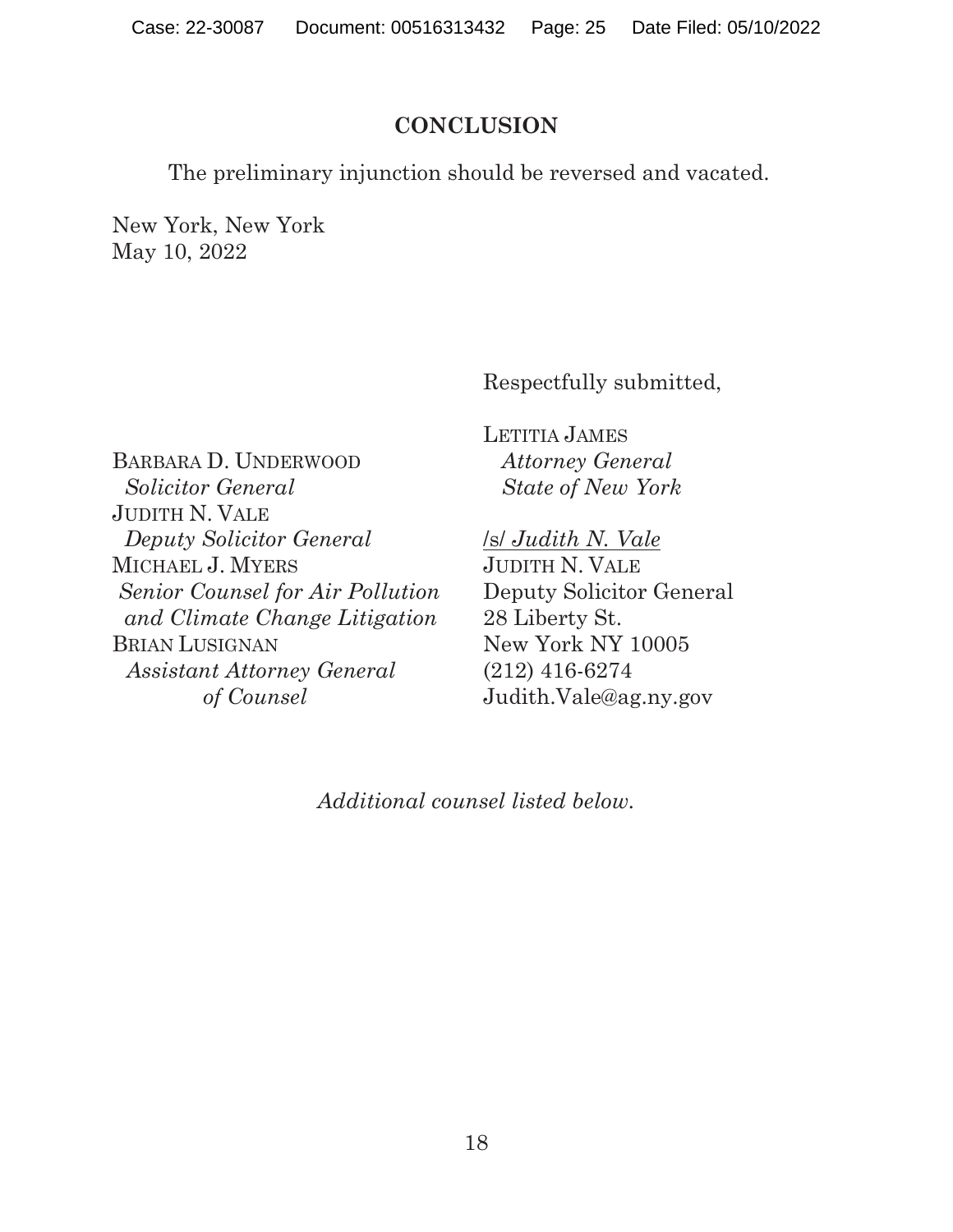## CONCLUSION

The preliminary injunction should be reversed and vacated.

New York, New York
May 10, 2022

Respectfully submitted,

LETITIA JAMES
*Attorney General*
*State of New York*

/s/ *Judith N. Vale*
JUDITH N. VALE
Deputy Solicitor General
28 Liberty St.
New York NY 10005
(212) 416-6274
Judith.Vale@ag.ny.gov

BARBARA D. UNDERWOOD
*Solicitor General*
JUDITH N. VALE
*Deputy Solicitor General*
MICHAEL J. MYERS
*Senior Counsel for Air Pollution and Climate Change Litigation*
BRIAN LUSIGNAN
*Assistant Attorney General*
*of Counsel*

*Additional counsel listed below.*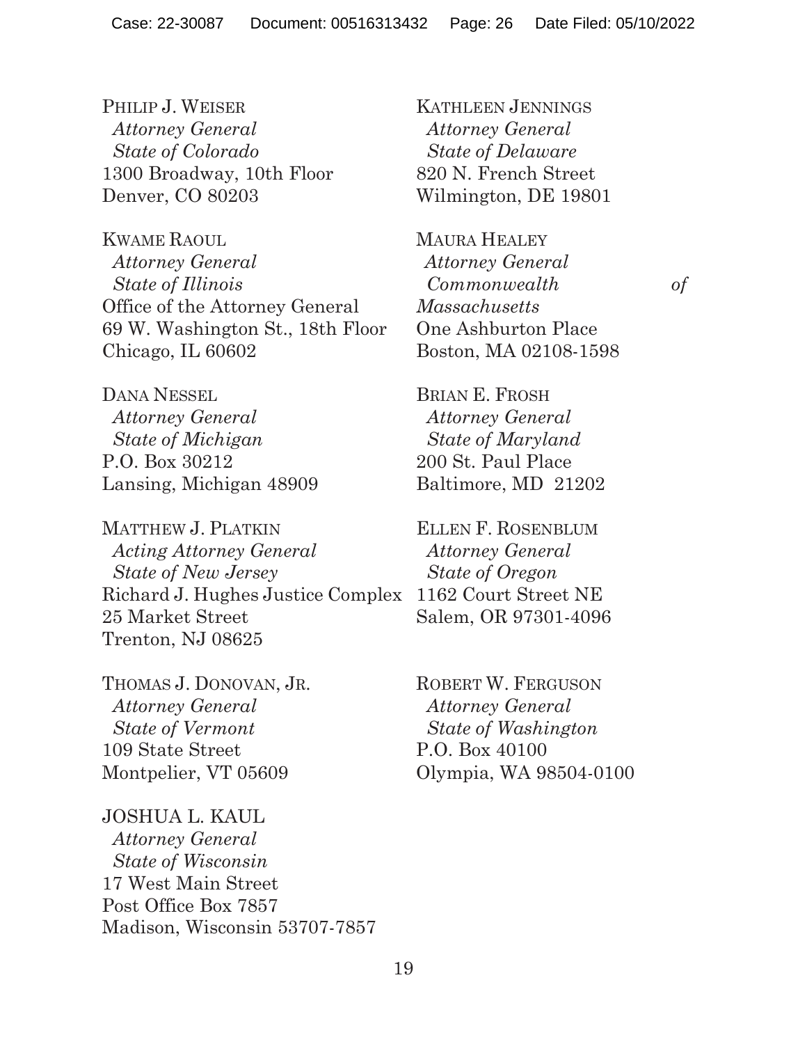PHILIP J. WEISER
*Attorney General*
*State of Colorado*
1300 Broadway, 10th Floor
Denver, CO 80203

KATHLEEN JENNINGS
*Attorney General*
*State of Delaware*
820 N. French Street
Wilmington, DE 19801

KWAME RAOUL
*Attorney General*
*State of Illinois*
Office of the Attorney General
69 W. Washington St., 18th Floor
Chicago, IL 60602

MAURA HEALEY
*Attorney General*
*Commonwealth of Massachusetts*
One Ashburton Place
Boston, MA 02108-1598

DANA NESSEL
*Attorney General*
*State of Michigan*
P.O. Box 30212
Lansing, Michigan 48909

BRIAN E. FROSH
*Attorney General*
*State of Maryland*
200 St. Paul Place
Baltimore, MD 21202

MATTHEW J. PLATKIN
*Acting Attorney General*
*State of New Jersey*
Richard J. Hughes Justice Complex
25 Market Street
Trenton, NJ 08625

ELLEN F. ROSENBLUM
*Attorney General*
*State of Oregon*
1162 Court Street NE
Salem, OR 97301-4096

THOMAS J. DONOVAN, JR.
*Attorney General*
*State of Vermont*
109 State Street
Montpelier, VT 05609

ROBERT W. FERGUSON
*Attorney General*
*State of Washington*
P.O. Box 40100
Olympia, WA 98504-0100

JOSHUA L. KAUL
*Attorney General*
*State of Wisconsin*
17 West Main Street
Post Office Box 7857
Madison, Wisconsin 53707-7857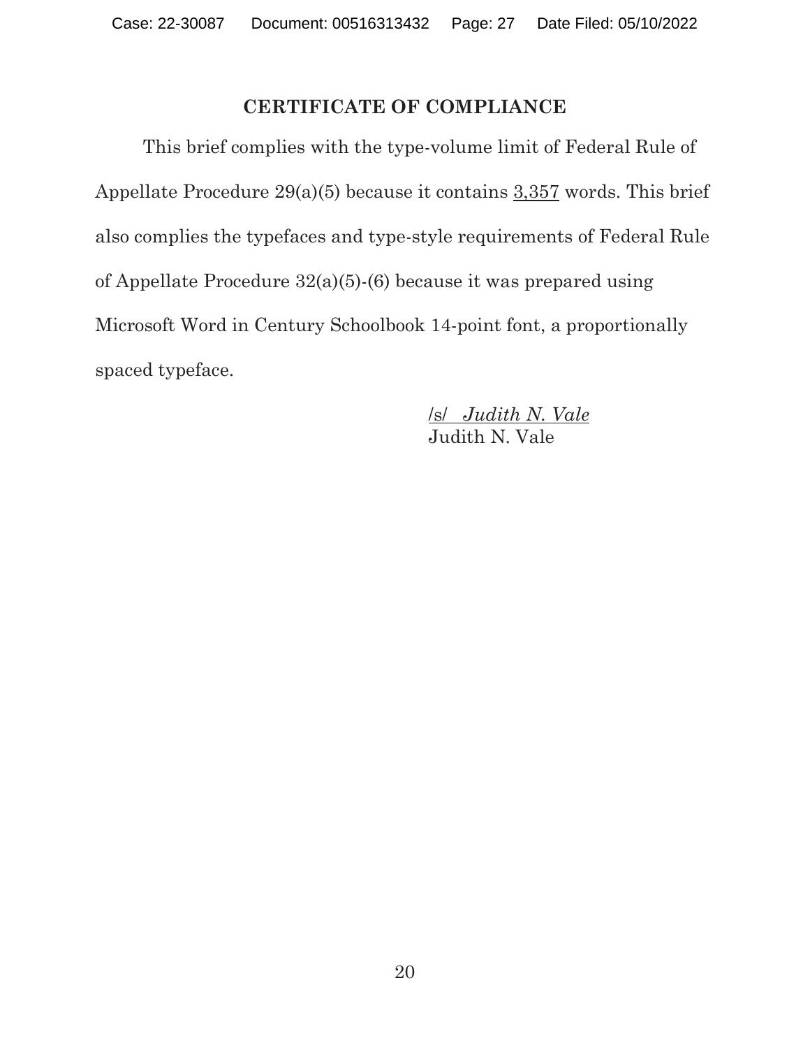## CERTIFICATE OF COMPLIANCE

This brief complies with the type-volume limit of Federal Rule of Appellate Procedure 29(a)(5) because it contains 3,357 words. This brief also complies the typefaces and type-style requirements of Federal Rule of Appellate Procedure 32(a)(5)-(6) because it was prepared using Microsoft Word in Century Schoolbook 14-point font, a proportionally spaced typeface.

/s/ *Judith N. Vale*
Judith N. Vale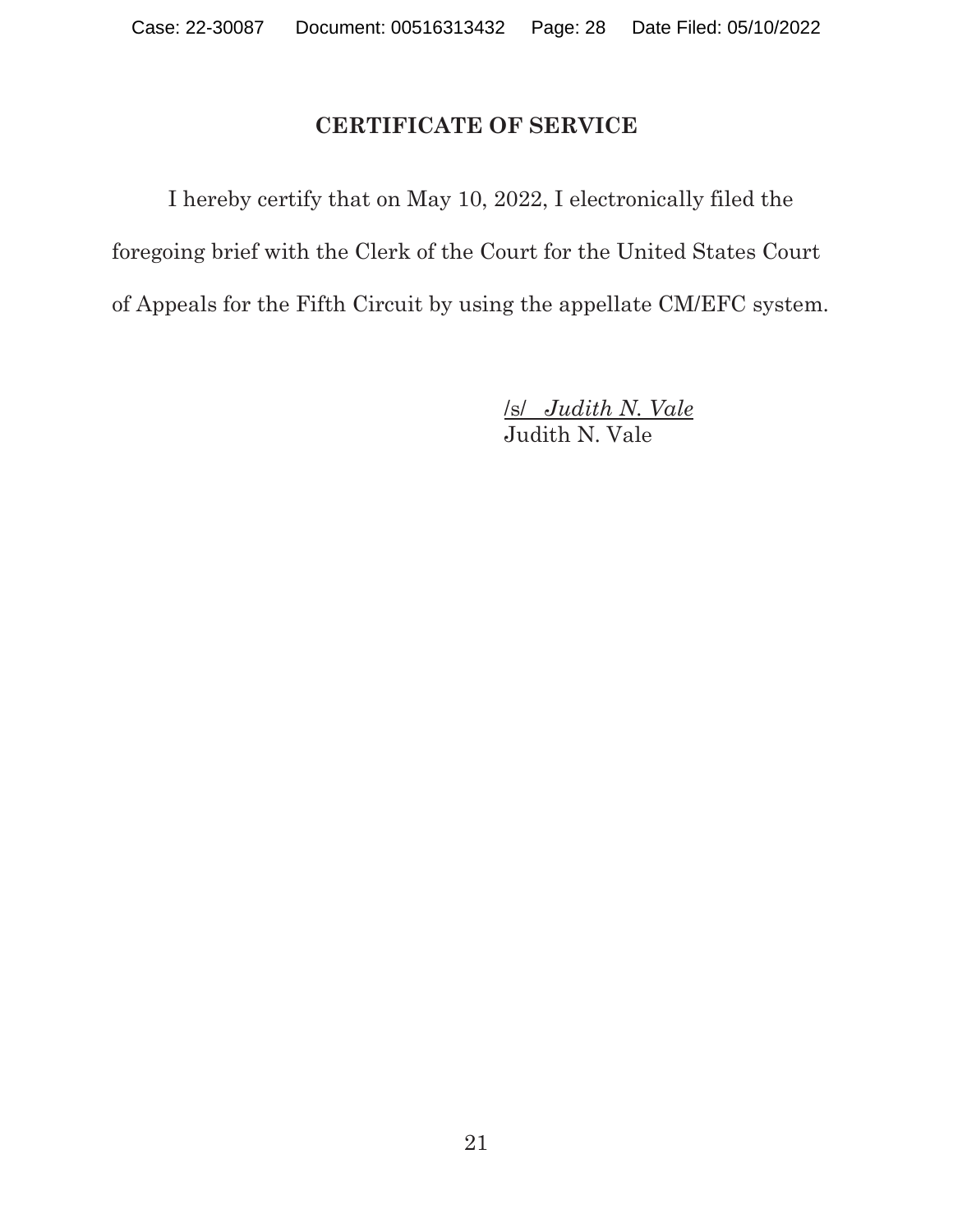## CERTIFICATE OF SERVICE

I hereby certify that on May 10, 2022, I electronically filed the foregoing brief with the Clerk of the Court for the United States Court of Appeals for the Fifth Circuit by using the appellate CM/EFC system.

/s/ *Judith N. Vale*
Judith N. Vale